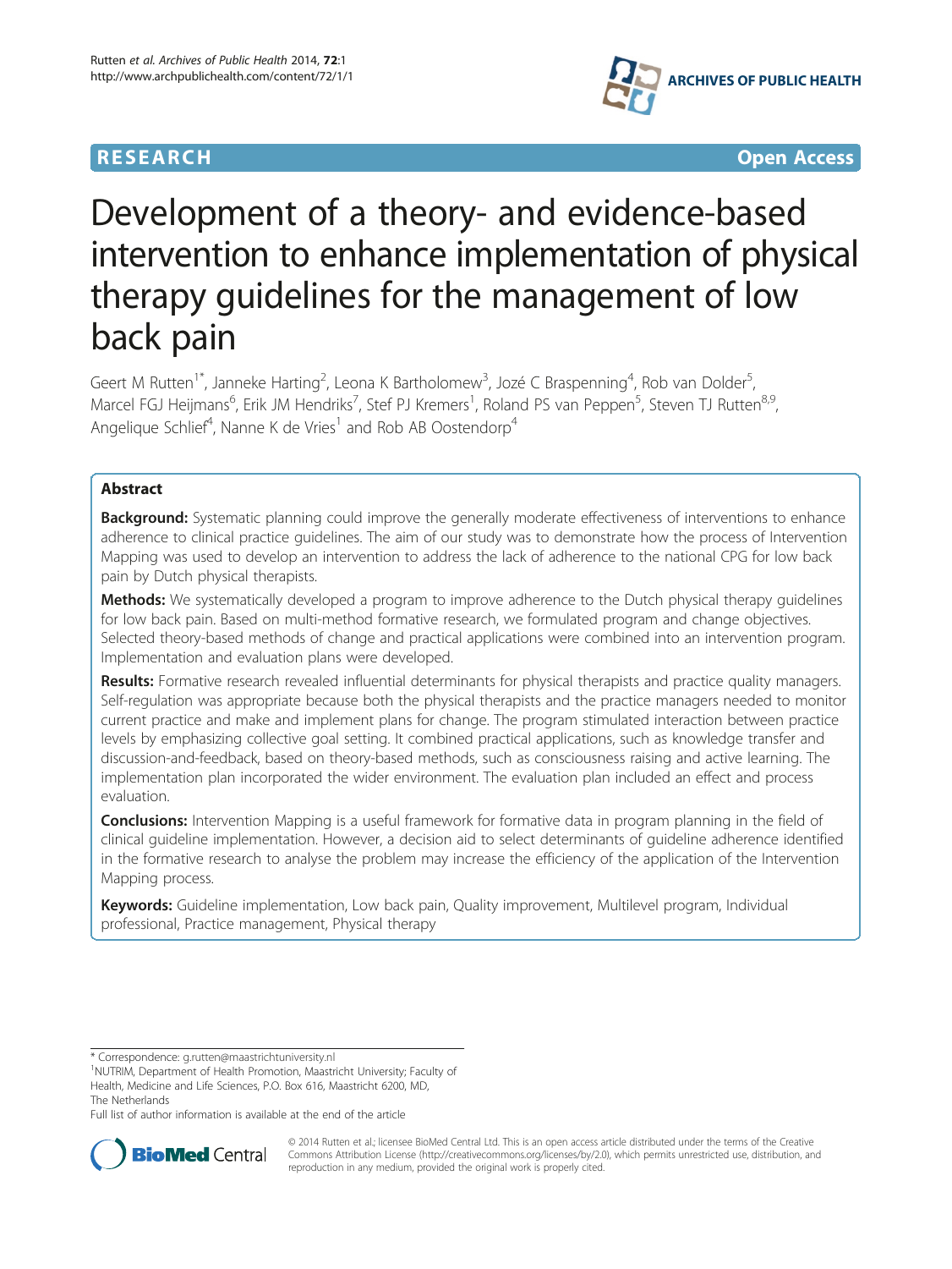**RESEARCH** **Open Access**

# Development of a theory- and evidence-based intervention to enhance implementation of physical therapy guidelines for the management of low back pain

Geert M Rutten[1*], Janneke Harting[2], Leona K Bartholomew[3], Jozé C Braspenning[4], Rob van Dolder[5], Marcel FGJ Heijmans[6], Erik JM Hendriks[7], Stef PJ Kremers[1], Roland PS van Peppen[5], Steven TJ Rutten[8,9], Angelique Schlief[4], Nanne K de Vries[1] and Rob AB Oostendorp[4]

## Abstract

**Background:** Systematic planning could improve the generally moderate effectiveness of interventions to enhance adherence to clinical practice guidelines. The aim of our study was to demonstrate how the process of Intervention Mapping was used to develop an intervention to address the lack of adherence to the national CPG for low back pain by Dutch physical therapists.

**Methods:** We systematically developed a program to improve adherence to the Dutch physical therapy guidelines for low back pain. Based on multi-method formative research, we formulated program and change objectives. Selected theory-based methods of change and practical applications were combined into an intervention program. Implementation and evaluation plans were developed.

**Results:** Formative research revealed influential determinants for physical therapists and practice quality managers. Self-regulation was appropriate because both the physical therapists and the practice managers needed to monitor current practice and make and implement plans for change. The program stimulated interaction between practice levels by emphasizing collective goal setting. It combined practical applications, such as knowledge transfer and discussion-and-feedback, based on theory-based methods, such as consciousness raising and active learning. The implementation plan incorporated the wider environment. The evaluation plan included an effect and process evaluation.

**Conclusions:** Intervention Mapping is a useful framework for formative data in program planning in the field of clinical guideline implementation. However, a decision aid to select determinants of guideline adherence identified in the formative research to analyse the problem may increase the efficiency of the application of the Intervention Mapping process.

**Keywords:** Guideline implementation, Low back pain, Quality improvement, Multilevel program, Individual professional, Practice management, Physical therapy

---

\* Correspondence: g.rutten@maastrichtuniversity.nl

[1]NUTRIM, Department of Health Promotion, Maastricht University; Faculty of Health, Medicine and Life Sciences, P.O. Box 616, Maastricht 6200, MD, The Netherlands

Full list of author information is available at the end of the article

© 2014 Rutten et al.; licensee BioMed Central Ltd. This is an open access article distributed under the terms of the Creative Commons Attribution License (http://creativecommons.org/licenses/by/2.0), which permits unrestricted use, distribution, and reproduction in any medium, provided the original work is properly cited.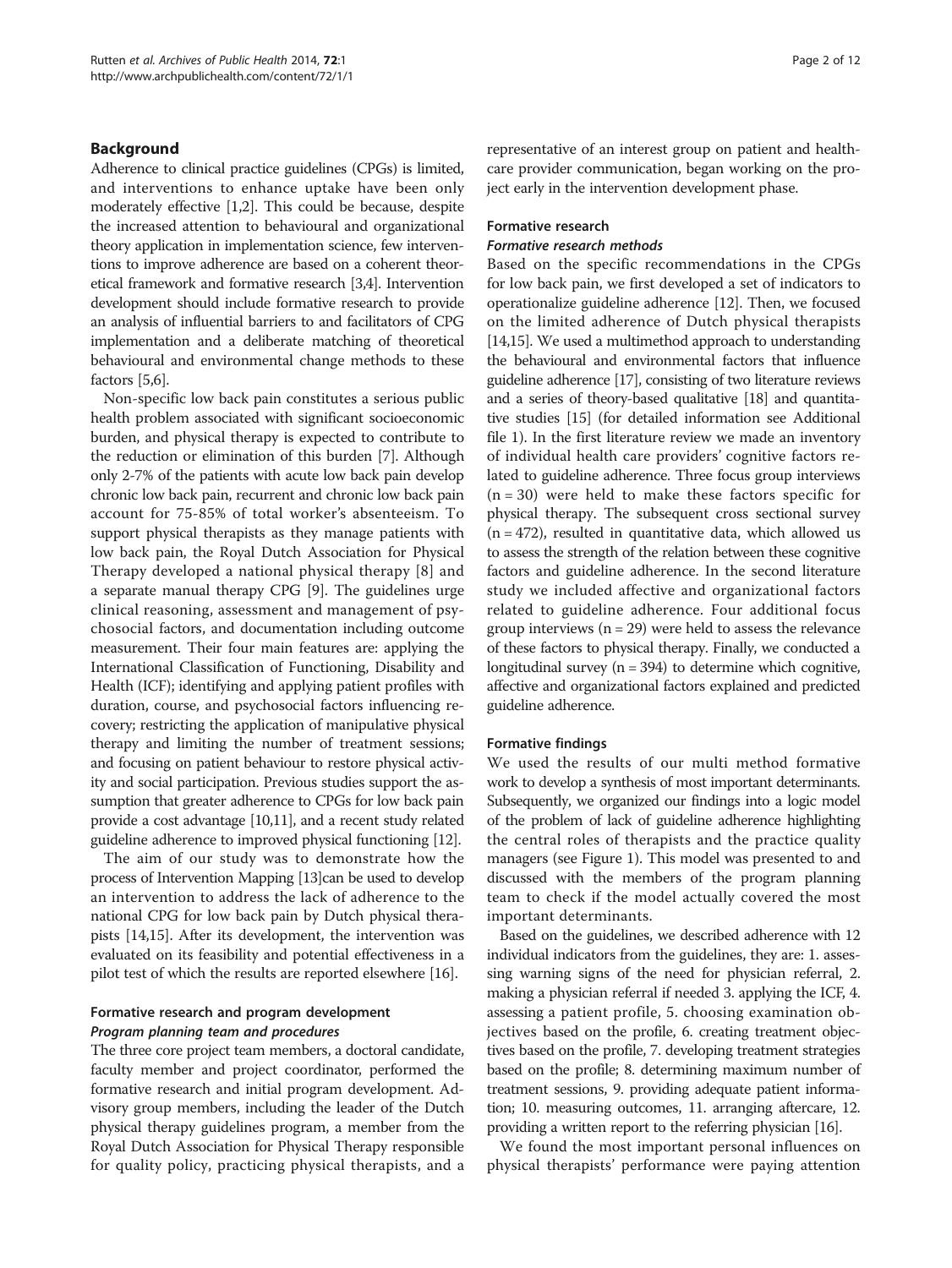## Background

Adherence to clinical practice guidelines (CPGs) is limited, and interventions to enhance uptake have been only moderately effective [1,2]. This could be because, despite the increased attention to behavioural and organizational theory application in implementation science, few interventions to improve adherence are based on a coherent theoretical framework and formative research [3,4]. Intervention development should include formative research to provide an analysis of influential barriers to and facilitators of CPG implementation and a deliberate matching of theoretical behavioural and environmental change methods to these factors [5,6].

Non-specific low back pain constitutes a serious public health problem associated with significant socioeconomic burden, and physical therapy is expected to contribute to the reduction or elimination of this burden [7]. Although only 2-7% of the patients with acute low back pain develop chronic low back pain, recurrent and chronic low back pain account for 75-85% of total worker's absenteeism. To support physical therapists as they manage patients with low back pain, the Royal Dutch Association for Physical Therapy developed a national physical therapy [8] and a separate manual therapy CPG [9]. The guidelines urge clinical reasoning, assessment and management of psychosocial factors, and documentation including outcome measurement. Their four main features are: applying the International Classification of Functioning, Disability and Health (ICF); identifying and applying patient profiles with duration, course, and psychosocial factors influencing recovery; restricting the application of manipulative physical therapy and limiting the number of treatment sessions; and focusing on patient behaviour to restore physical activity and social participation. Previous studies support the assumption that greater adherence to CPGs for low back pain provide a cost advantage [10,11], and a recent study related guideline adherence to improved physical functioning [12].

The aim of our study was to demonstrate how the process of Intervention Mapping [13]can be used to develop an intervention to address the lack of adherence to the national CPG for low back pain by Dutch physical therapists [14,15]. After its development, the intervention was evaluated on its feasibility and potential effectiveness in a pilot test of which the results are reported elsewhere [16].

### Formative research and program development

#### *Program planning team and procedures*

The three core project team members, a doctoral candidate, faculty member and project coordinator, performed the formative research and initial program development. Advisory group members, including the leader of the Dutch physical therapy guidelines program, a member from the Royal Dutch Association for Physical Therapy responsible for quality policy, practicing physical therapists, and a representative of an interest group on patient and health-care provider communication, began working on the project early in the intervention development phase.

### Formative research

#### *Formative research methods*

Based on the specific recommendations in the CPGs for low back pain, we first developed a set of indicators to operationalize guideline adherence [12]. Then, we focused on the limited adherence of Dutch physical therapists [14,15]. We used a multimethod approach to understanding the behavioural and environmental factors that influence guideline adherence [17], consisting of two literature reviews and a series of theory-based qualitative [18] and quantitative studies [15] (for detailed information see Additional file 1). In the first literature review we made an inventory of individual health care providers' cognitive factors related to guideline adherence. Three focus group interviews (n = 30) were held to make these factors specific for physical therapy. The subsequent cross sectional survey (n = 472), resulted in quantitative data, which allowed us to assess the strength of the relation between these cognitive factors and guideline adherence. In the second literature study we included affective and organizational factors related to guideline adherence. Four additional focus group interviews (n = 29) were held to assess the relevance of these factors to physical therapy. Finally, we conducted a longitudinal survey (n = 394) to determine which cognitive, affective and organizational factors explained and predicted guideline adherence.

#### Formative findings

We used the results of our multi method formative work to develop a synthesis of most important determinants. Subsequently, we organized our findings into a logic model of the problem of lack of guideline adherence highlighting the central roles of therapists and the practice quality managers (see Figure 1). This model was presented to and discussed with the members of the program planning team to check if the model actually covered the most important determinants.

Based on the guidelines, we described adherence with 12 individual indicators from the guidelines, they are: 1. assessing warning signs of the need for physician referral, 2. making a physician referral if needed 3. applying the ICF, 4. assessing a patient profile, 5. choosing examination objectives based on the profile, 6. creating treatment objectives based on the profile, 7. developing treatment strategies based on the profile; 8. determining maximum number of treatment sessions, 9. providing adequate patient information; 10. measuring outcomes, 11. arranging aftercare, 12. providing a written report to the referring physician [16].

We found the most important personal influences on physical therapists' performance were paying attention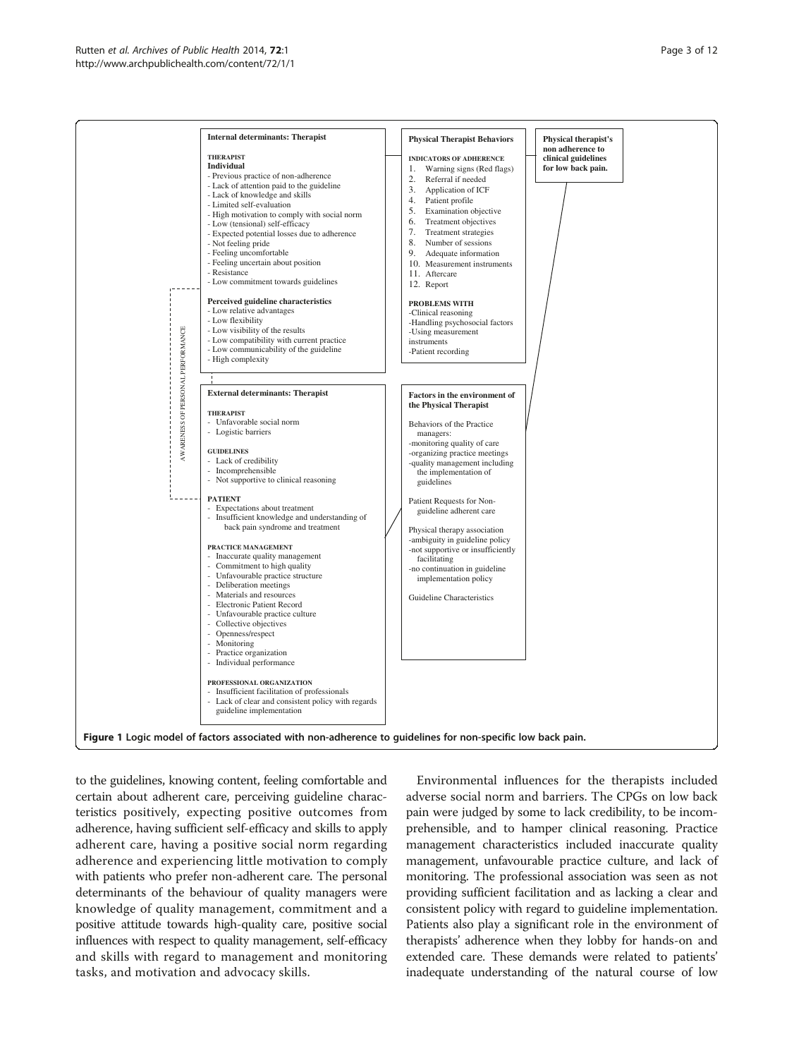**Internal determinants: Therapist**

**THERAPIST**
**Individual**
- Previous practice of non-adherence
- Lack of attention paid to the guideline
- Lack of knowledge and skills
- Limited self-evaluation
- High motivation to comply with social norm
- Low (tensional) self-efficacy
- Expected potential losses due to adherence
- Not feeling pride
- Feeling uncomfortable
- Feeling uncertain about position
- Resistance
- Low commitment towards guidelines

**Perceived guideline characteristics**
- Low relative advantages
- Low flexibility
- Low visibility of the results
- Low compatibility with current practice
- Low communicability of the guideline
- High complexity

AWARENESS OF PERSONAL PERFORMANCE

**External determinants: Therapist**

**THERAPIST**
- Unfavorable social norm
- Logistic barriers

**GUIDELINES**
- Lack of credibility
- Incomprehensible
- Not supportive to clinical reasoning

**PATIENT**
- Expectations about treatment
- Insufficient knowledge and understanding of back pain syndrome and treatment

**PRACTICE MANAGEMENT**
- Inaccurate quality management
- Commitment to high quality
- Unfavourable practice structure
- Deliberation meetings
- Materials and resources
- Electronic Patient Record
- Unfavourable practice culture
- Collective objectives
- Openness/respect
- Monitoring
- Practice organization
- Individual performance

**PROFESSIONAL ORGANIZATION**
- Insufficient facilitation of professionals
- Lack of clear and consistent policy with regards guideline implementation

**Physical Therapist Behaviors**

**INDICATORS OF ADHERENCE**
1. Warning signs (Red flags)
2. Referral if needed
3. Application of ICF
4. Patient profile
5. Examination objective
6. Treatment objectives
7. Treatment strategies
8. Number of sessions
9. Adequate information
10. Measurement instruments
11. Aftercare
12. Report

**PROBLEMS WITH**
- Clinical reasoning
- Handling psychosocial factors
- Using measurement instruments
- Patient recording

**Factors in the environment of the Physical Therapist**

Behaviors of the Practice managers:
- monitoring quality of care
- organizing practice meetings
- quality management including the implementation of guidelines

Patient Requests for Non-guideline adherent care

Physical therapy association
- ambiguity in guideline policy
- not supportive or insufficiently facilitating
- no continuation in guideline implementation policy

Guideline Characteristics

**Physical therapist's non adherence to clinical guidelines for low back pain.**

**Figure 1** Logic model of factors associated with non-adherence to guidelines for non-specific low back pain.

to the guidelines, knowing content, feeling comfortable and certain about adherent care, perceiving guideline characteristics positively, expecting positive outcomes from adherence, having sufficient self-efficacy and skills to apply adherent care, having a positive social norm regarding adherence and experiencing little motivation to comply with patients who prefer non-adherent care. The personal determinants of the behaviour of quality managers were knowledge of quality management, commitment and a positive attitude towards high-quality care, positive social influences with respect to quality management, self-efficacy and skills with regard to management and monitoring tasks, and motivation and advocacy skills.

Environmental influences for the therapists included adverse social norm and barriers. The CPGs on low back pain were judged by some to lack credibility, to be incomprehensible, and to hamper clinical reasoning. Practice management characteristics included inaccurate quality management, unfavourable practice culture, and lack of monitoring. The professional association was seen as not providing sufficient facilitation and as lacking a clear and consistent policy with regard to guideline implementation. Patients also play a significant role in the environment of therapists' adherence when they lobby for hands-on and extended care. These demands were related to patients' inadequate understanding of the natural course of low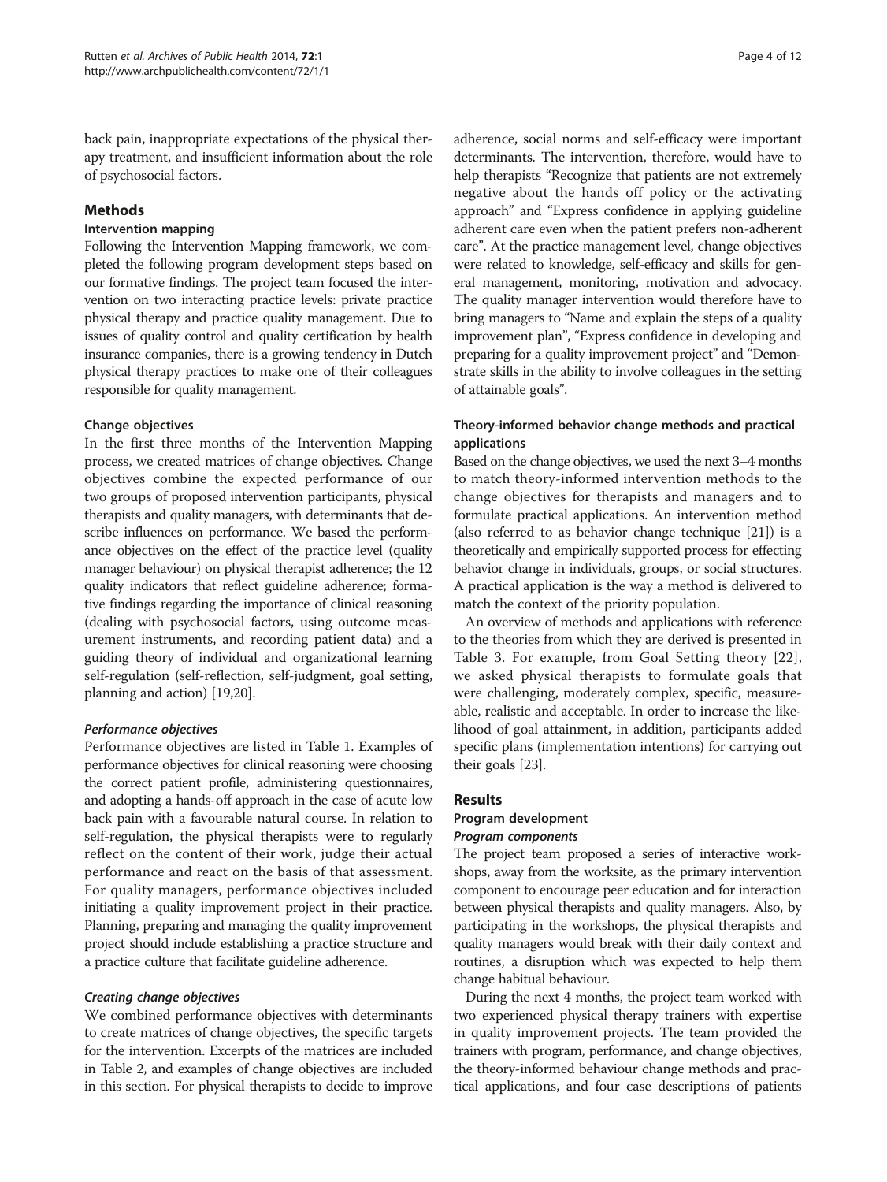back pain, inappropriate expectations of the physical therapy treatment, and insufficient information about the role of psychosocial factors.

## Methods

### Intervention mapping

Following the Intervention Mapping framework, we completed the following program development steps based on our formative findings. The project team focused the intervention on two interacting practice levels: private practice physical therapy and practice quality management. Due to issues of quality control and quality certification by health insurance companies, there is a growing tendency in Dutch physical therapy practices to make one of their colleagues responsible for quality management.

### Change objectives

In the first three months of the Intervention Mapping process, we created matrices of change objectives. Change objectives combine the expected performance of our two groups of proposed intervention participants, physical therapists and quality managers, with determinants that describe influences on performance. We based the performance objectives on the effect of the practice level (quality manager behaviour) on physical therapist adherence; the 12 quality indicators that reflect guideline adherence; formative findings regarding the importance of clinical reasoning (dealing with psychosocial factors, using outcome measurement instruments, and recording patient data) and a guiding theory of individual and organizational learning self-regulation (self-reflection, self-judgment, goal setting, planning and action) [19,20].

#### *Performance objectives*

Performance objectives are listed in Table 1. Examples of performance objectives for clinical reasoning were choosing the correct patient profile, administering questionnaires, and adopting a hands-off approach in the case of acute low back pain with a favourable natural course. In relation to self-regulation, the physical therapists were to regularly reflect on the content of their work, judge their actual performance and react on the basis of that assessment. For quality managers, performance objectives included initiating a quality improvement project in their practice. Planning, preparing and managing the quality improvement project should include establishing a practice structure and a practice culture that facilitate guideline adherence.

#### *Creating change objectives*

We combined performance objectives with determinants to create matrices of change objectives, the specific targets for the intervention. Excerpts of the matrices are included in Table 2, and examples of change objectives are included in this section. For physical therapists to decide to improve adherence, social norms and self-efficacy were important determinants. The intervention, therefore, would have to help therapists "Recognize that patients are not extremely negative about the hands off policy or the activating approach" and "Express confidence in applying guideline adherent care even when the patient prefers non-adherent care". At the practice management level, change objectives were related to knowledge, self-efficacy and skills for general management, monitoring, motivation and advocacy. The quality manager intervention would therefore have to bring managers to "Name and explain the steps of a quality improvement plan", "Express confidence in developing and preparing for a quality improvement project" and "Demonstrate skills in the ability to involve colleagues in the setting of attainable goals".

### Theory-informed behavior change methods and practical applications

Based on the change objectives, we used the next 3–4 months to match theory-informed intervention methods to the change objectives for therapists and managers and to formulate practical applications. An intervention method (also referred to as behavior change technique [21]) is a theoretically and empirically supported process for effecting behavior change in individuals, groups, or social structures. A practical application is the way a method is delivered to match the context of the priority population.

An overview of methods and applications with reference to the theories from which they are derived is presented in Table 3. For example, from Goal Setting theory [22], we asked physical therapists to formulate goals that were challenging, moderately complex, specific, measureable, realistic and acceptable. In order to increase the likelihood of goal attainment, in addition, participants added specific plans (implementation intentions) for carrying out their goals [23].

## Results

### Program development

#### *Program components*

The project team proposed a series of interactive workshops, away from the worksite, as the primary intervention component to encourage peer education and for interaction between physical therapists and quality managers. Also, by participating in the workshops, the physical therapists and quality managers would break with their daily context and routines, a disruption which was expected to help them change habitual behaviour.

During the next 4 months, the project team worked with two experienced physical therapy trainers with expertise in quality improvement projects. The team provided the trainers with program, performance, and change objectives, the theory-informed behaviour change methods and practical applications, and four case descriptions of patients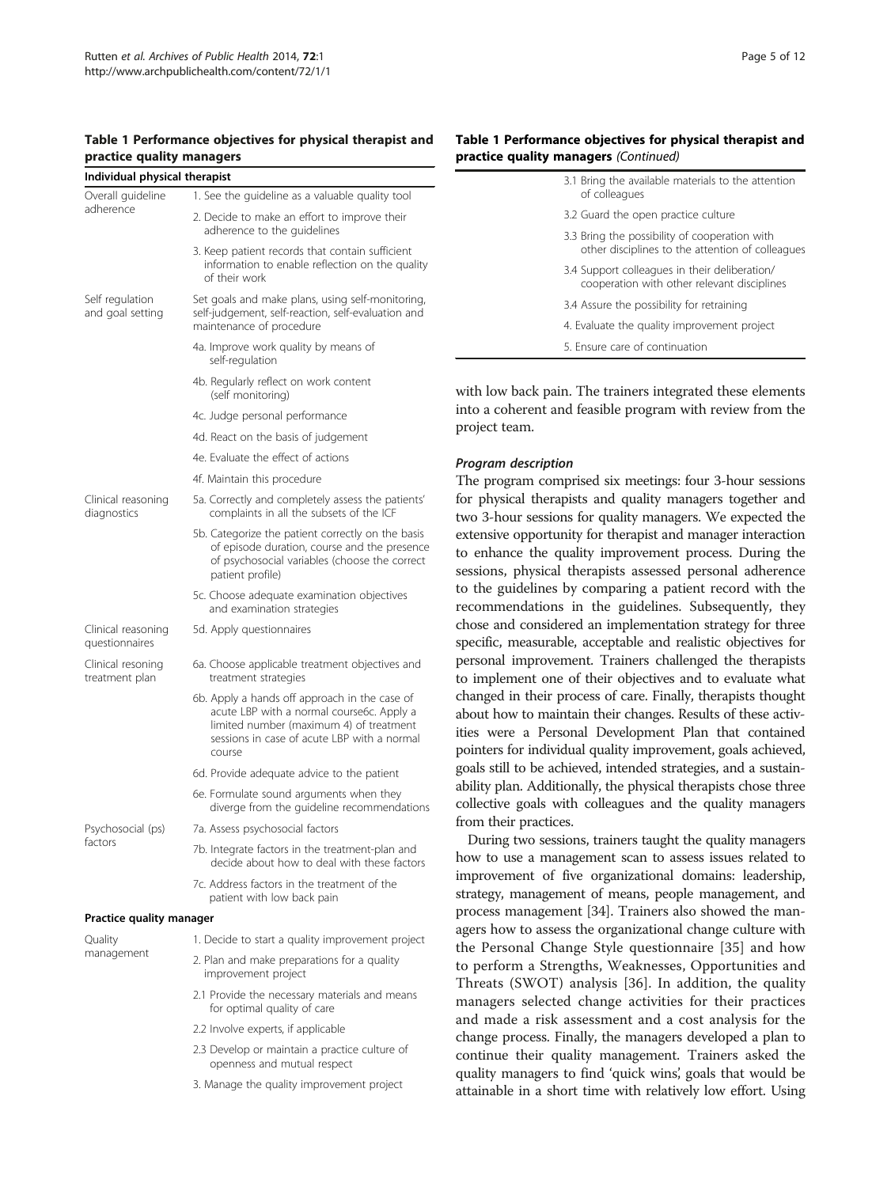**Table 1 Performance objectives for physical therapist and practice quality managers**

| **Individual physical therapist** | |
|---|---|
| Overall guideline adherence | 1. See the guideline as a valuable quality tool |
| | 2. Decide to make an effort to improve their adherence to the guidelines |
| | 3. Keep patient records that contain sufficient information to enable reflection on the quality of their work |
| Self regulation and goal setting | Set goals and make plans, using self-monitoring, self-judgement, self-reaction, self-evaluation and maintenance of procedure |
| | 4a. Improve work quality by means of self-regulation |
| | 4b. Regularly reflect on work content (self monitoring) |
| | 4c. Judge personal performance |
| | 4d. React on the basis of judgement |
| | 4e. Evaluate the effect of actions |
| | 4f. Maintain this procedure |
| Clinical reasoning diagnostics | 5a. Correctly and completely assess the patients' complaints in all the subsets of the ICF |
| | 5b. Categorize the patient correctly on the basis of episode duration, course and the presence of psychosocial variables (choose the correct patient profile) |
| | 5c. Choose adequate examination objectives and examination strategies |
| Clinical reasoning questionnaires | 5d. Apply questionnaires |
| Clinical resoning treatment plan | 6a. Choose applicable treatment objectives and treatment strategies |
| | 6b. Apply a hands off approach in the case of acute LBP with a normal course6c. Apply a limited number (maximum 4) of treatment sessions in case of acute LBP with a normal course |
| | 6d. Provide adequate advice to the patient |
| | 6e. Formulate sound arguments when they diverge from the guideline recommendations |
| Psychosocial (ps) factors | 7a. Assess psychosocial factors |
| | 7b. Integrate factors in the treatment-plan and decide about how to deal with these factors |
| | 7c. Address factors in the treatment of the patient with low back pain |
| **Practice quality manager** | |
| Quality management | 1. Decide to start a quality improvement project |
| | 2. Plan and make preparations for a quality improvement project |
| | 2.1 Provide the necessary materials and means for optimal quality of care |
| | 2.2 Involve experts, if applicable |
| | 2.3 Develop or maintain a practice culture of openness and mutual respect |
| | 3. Manage the quality improvement project |
| | 3.1 Bring the available materials to the attention of colleagues |
| | 3.2 Guard the open practice culture |
| | 3.3 Bring the possibility of cooperation with other disciplines to the attention of colleagues |
| | 3.4 Support colleagues in their deliberation/ cooperation with other relevant disciplines |
| | 3.4 Assure the possibility for retraining |
| | 4. Evaluate the quality improvement project |
| | 5. Ensure care of continuation |

with low back pain. The trainers integrated these elements into a coherent and feasible program with review from the project team.

#### *Program description*

The program comprised six meetings: four 3-hour sessions for physical therapists and quality managers together and two 3-hour sessions for quality managers. We expected the extensive opportunity for therapist and manager interaction to enhance the quality improvement process. During the sessions, physical therapists assessed personal adherence to the guidelines by comparing a patient record with the recommendations in the guidelines. Subsequently, they chose and considered an implementation strategy for three specific, measurable, acceptable and realistic objectives for personal improvement. Trainers challenged the therapists to implement one of their objectives and to evaluate what changed in their process of care. Finally, therapists thought about how to maintain their changes. Results of these activities were a Personal Development Plan that contained pointers for individual quality improvement, goals achieved, goals still to be achieved, intended strategies, and a sustainability plan. Additionally, the physical therapists chose three collective goals with colleagues and the quality managers from their practices.

During two sessions, trainers taught the quality managers how to use a management scan to assess issues related to improvement of five organizational domains: leadership, strategy, management of means, people management, and process management [34]. Trainers also showed the managers how to assess the organizational change culture with the Personal Change Style questionnaire [35] and how to perform a Strengths, Weaknesses, Opportunities and Threats (SWOT) analysis [36]. In addition, the quality managers selected change activities for their practices and made a risk assessment and a cost analysis for the change process. Finally, the managers developed a plan to continue their quality management. Trainers asked the quality managers to find 'quick wins', goals that would be attainable in a short time with relatively low effort. Using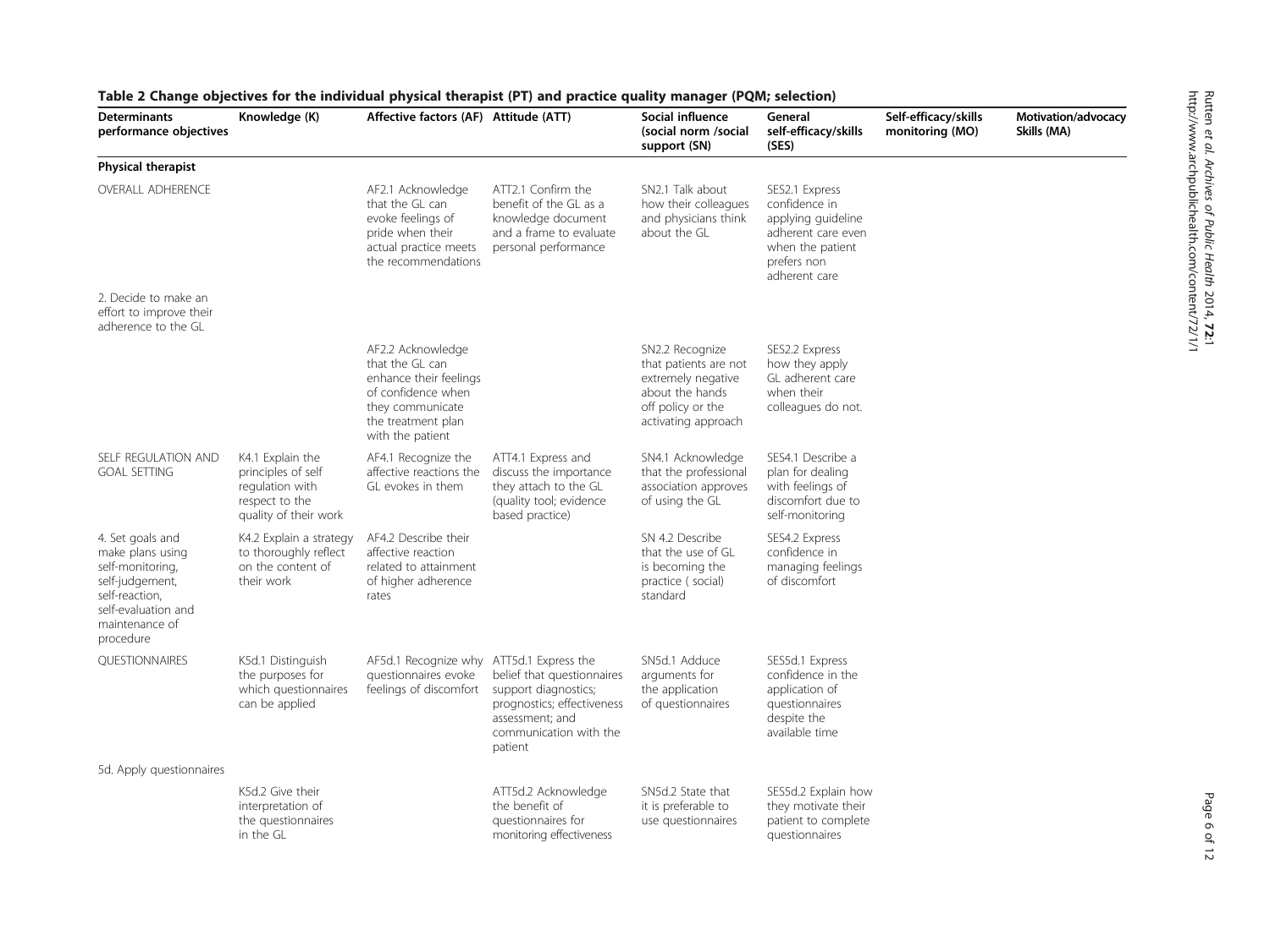**Table 2 Change objectives for the individual physical therapist (PT) and practice quality manager (PQM; selection)**

| Determinants performance objectives | Knowledge (K) | Affective factors (AF) | Attitude (ATT) | Social influence (social norm /social support (SN) | General self-efficacy/skills (SES) | Self-efficacy/skills monitoring (MO) | Motivation/advocacy Skills (MA) |
|---|---|---|---|---|---|---|---|
| **Physical therapist** | | | | | | | |
| OVERALL ADHERENCE | | AF2.1 Acknowledge that the GL can evoke feelings of pride when their actual practice meets the recommendations | ATT2.1 Confirm the benefit of the GL as a knowledge document and a frame to evaluate personal performance | SN2.1 Talk about how their colleagues and physicians think about the GL | SES2.1 Express confidence in applying guideline adherent care even when the patient prefers non adherent care | | |
| 2. Decide to make an effort to improve their adherence to the GL | | | | | | | |
| | | AF2.2 Acknowledge that the GL can enhance their feelings of confidence when they communicate the treatment plan with the patient | | SN2.2 Recognize that patients are not extremely negative about the hands off policy or the activating approach | SES2.2 Express how they apply GL adherent care when their colleagues do not. | | |
| SELF REGULATION AND GOAL SETTING | K4.1 Explain the principles of self regulation with respect to the quality of their work | AF4.1 Recognize the affective reactions the GL evokes in them | ATT4.1 Express and discuss the importance they attach to the GL (quality tool; evidence based practice) | SN4.1 Acknowledge that the professional association approves of using the GL | SES4.1 Describe a plan for dealing with feelings of discomfort due to self-monitoring | | |
| 4. Set goals and make plans using self-monitoring, self-judgement, self-reaction, self-evaluation and maintenance of procedure | K4.2 Explain a strategy to thoroughly reflect on the content of their work | AF4.2 Describe their affective reaction related to attainment of higher adherence rates | | SN 4.2 Describe that the use of GL is becoming the practice ( social) standard | SES4.2 Express confidence in managing feelings of discomfort | | |
| QUESTIONNAIRES | K5d.1 Distinguish the purposes for which questionnaires can be applied | AF5d.1 Recognize why questionnaires evoke feelings of discomfort | ATT5d.1 Express the belief that questionnaires support diagnostics; prognostics; effectiveness assessment; and communication with the patient | SN5d.1 Adduce arguments for the application of questionnaires | SES5d.1 Express confidence in the application of questionnaires despite the available time | | |
| 5d. Apply questionnaires | | | | | | | |
| | K5d.2 Give their interpretation of the questionnaires in the GL | | ATT5d.2 Acknowledge the benefit of questionnaires for monitoring effectiveness | SN5d.2 State that it is preferable to use questionnaires | SES5d.2 Explain how they motivate their patient to complete questionnaires | | |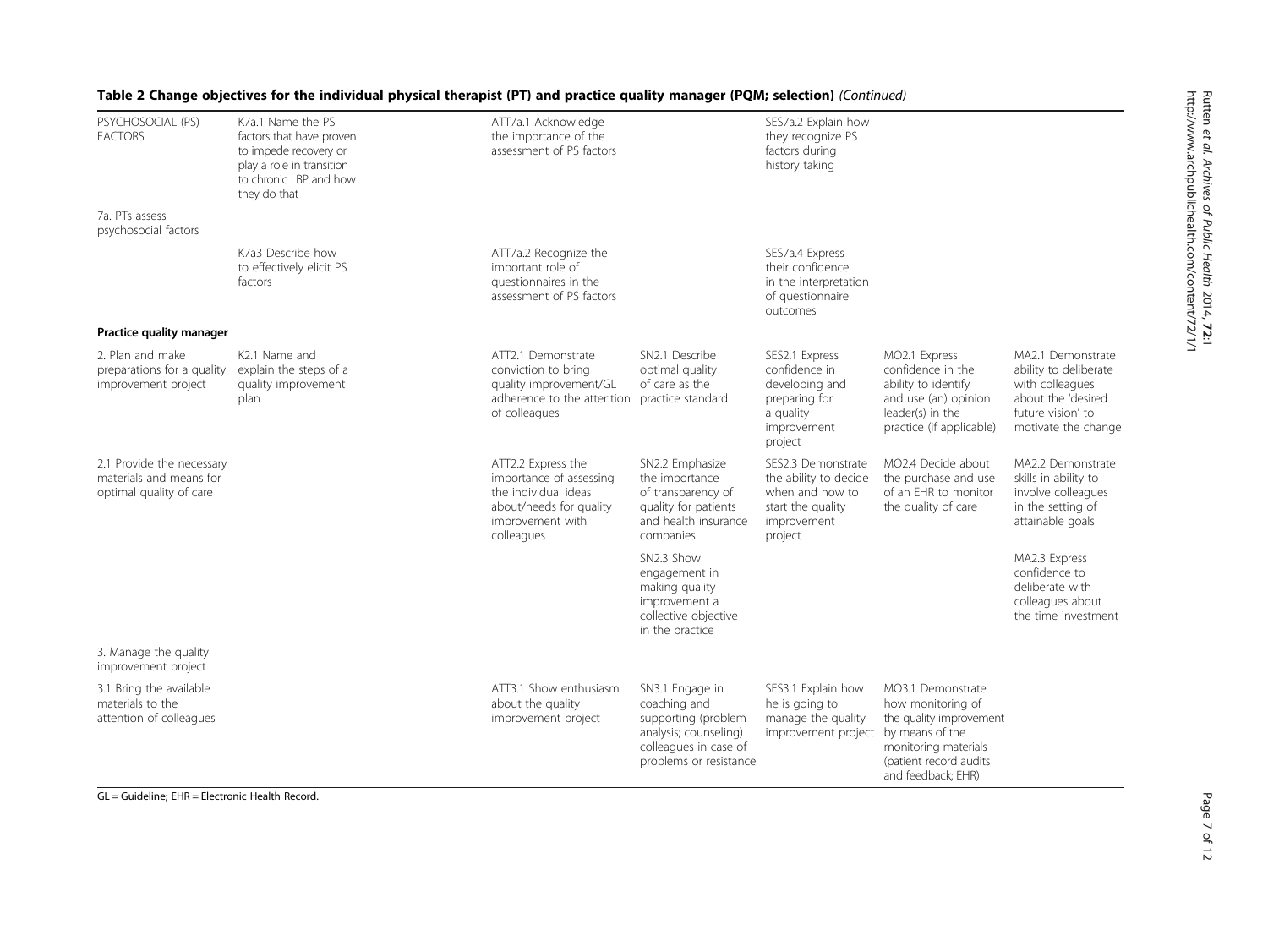**Table 2 Change objectives for the individual physical therapist (PT) and practice quality manager (PQM; selection)** *(Continued)*

| | | | | | | |
|---|---|---|---|---|---|---|
| PSYCHOSOCIAL (PS) FACTORS | K7a.1 Name the PS factors that have proven to impede recovery or play a role in transition to chronic LBP and how they do that | ATT7a.1 Acknowledge the importance of the assessment of PS factors | | SES7a.2 Explain how they recognize PS factors during history taking | | |
| 7a. PTs assess psychosocial factors | | | | | | |
| | K7a3 Describe how to effectively elicit PS factors | ATT7a.2 Recognize the important role of questionnaires in the assessment of PS factors | | SES7a.4 Express their confidence in the interpretation of questionnaire outcomes | | |
| **Practice quality manager** | | | | | | |
| 2. Plan and make preparations for a quality improvement project | K2.1 Name and explain the steps of a quality improvement plan | ATT2.1 Demonstrate conviction to bring quality improvement/GL adherence to the attention of colleagues | SN2.1 Describe optimal quality of care as the practice standard | SES2.1 Express confidence in developing and preparing for a quality improvement project | MO2.1 Express confidence in the ability to identify and use (an) opinion leader(s) in the practice (if applicable) | MA2.1 Demonstrate ability to deliberate with colleagues about the 'desired future vision' to motivate the change |
| 2.1 Provide the necessary materials and means for optimal quality of care | | ATT2.2 Express the importance of assessing the individual ideas about/needs for quality improvement with colleagues | SN2.2 Emphasize the importance of transparency of quality for patients and health insurance companies | SES2.3 Demonstrate the ability to decide when and how to start the quality improvement project | MO2.4 Decide about the purchase and use of an EHR to monitor the quality of care | MA2.2 Demonstrate skills in ability to involve colleagues in the setting of attainable goals |
| | | | SN2.3 Show engagement in making quality improvement a collective objective in the practice | | | MA2.3 Express confidence to deliberate with colleagues about the time investment |
| 3. Manage the quality improvement project | | | | | | |
| 3.1 Bring the available materials to the attention of colleagues | | ATT3.1 Show enthusiasm about the quality improvement project | SN3.1 Engage in coaching and supporting (problem analysis; counseling) colleagues in case of problems or resistance | SES3.1 Explain how he is going to manage the quality improvement project | MO3.1 Demonstrate how monitoring of the quality improvement by means of the monitoring materials (patient record audits and feedback; EHR) | |

GL = Guideline; EHR = Electronic Health Record.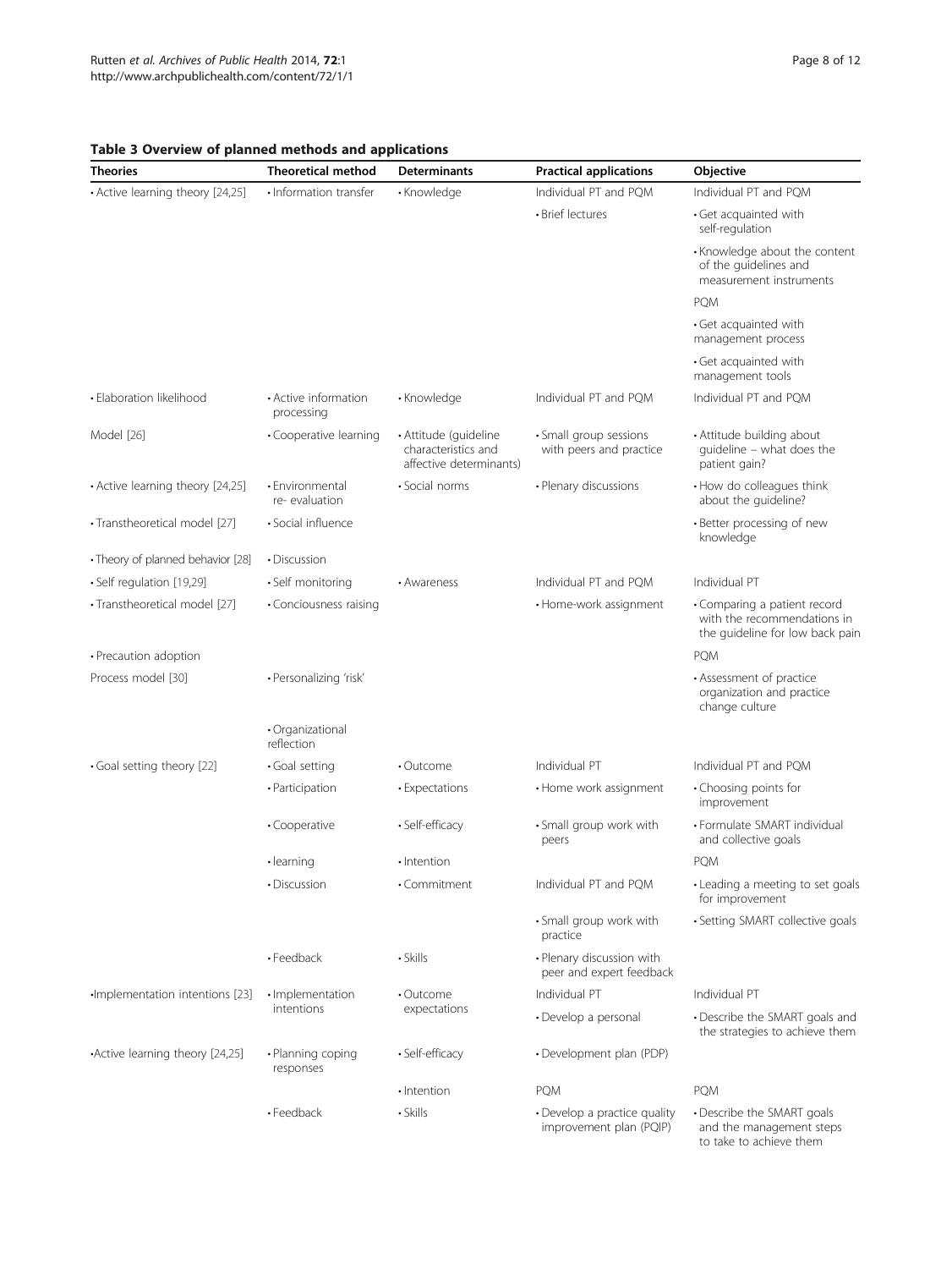**Table 3 Overview of planned methods and applications**

| Theories | Theoretical method | Determinants | Practical applications | Objective |
| --- | --- | --- | --- | --- |
| • Active learning theory [24,25] | • Information transfer | • Knowledge | Individual PT and PQM | Individual PT and PQM |
| | | | • Brief lectures | • Get acquainted with self-regulation |
| | | | | • Knowledge about the content of the guidelines and measurement instruments |
| | | | | PQM |
| | | | | • Get acquainted with management process |
| | | | | • Get acquainted with management tools |
| • Elaboration likelihood | • Active information processing | • Knowledge | Individual PT and PQM | Individual PT and PQM |
| Model [26] | • Cooperative learning | • Attitude (guideline characteristics and affective determinants) | • Small group sessions with peers and practice | • Attitude building about guideline – what does the patient gain? |
| • Active learning theory [24,25] | • Environmental re- evaluation | • Social norms | • Plenary discussions | • How do colleagues think about the guideline? |
| • Transtheoretical model [27] | • Social influence | | | • Better processing of new knowledge |
| • Theory of planned behavior [28] | • Discussion | | | |
| • Self regulation [19,29] | • Self monitoring | • Awareness | Individual PT and PQM | Individual PT |
| • Transtheoretical model [27] | • Conciousness raising | | • Home-work assignment | • Comparing a patient record with the recommendations in the guideline for low back pain |
| • Precaution adoption | | | | PQM |
| Process model [30] | • Personalizing 'risk' | | | • Assessment of practice organization and practice change culture |
| | • Organizational reflection | | | |
| • Goal setting theory [22] | • Goal setting | • Outcome | Individual PT | Individual PT and PQM |
| | • Participation | • Expectations | • Home work assignment | • Choosing points for improvement |
| | • Cooperative | • Self-efficacy | • Small group work with peers | • Formulate SMART individual and collective goals |
| | • learning | • Intention | | PQM |
| | • Discussion | • Commitment | Individual PT and PQM | • Leading a meeting to set goals for improvement |
| | | | • Small group work with practice | • Setting SMART collective goals |
| | • Feedback | • Skills | • Plenary discussion with peer and expert feedback | |
| •Implementation intentions [23] | • Implementation intentions | • Outcome expectations | Individual PT | Individual PT |
| | | | • Develop a personal | • Describe the SMART goals and the strategies to achieve them |
| •Active learning theory [24,25] | • Planning coping responses | • Self-efficacy | • Development plan (PDP) | |
| | | • Intention | PQM | PQM |
| | • Feedback | • Skills | • Develop a practice quality improvement plan (PQIP) | • Describe the SMART goals and the management steps to take to achieve them |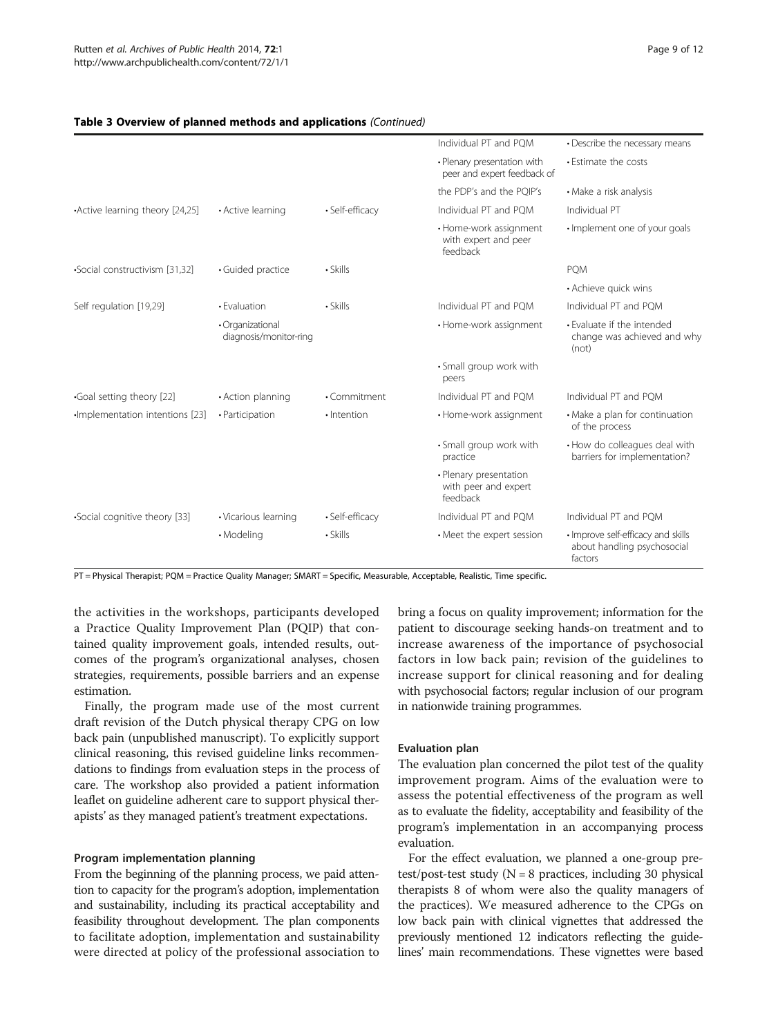**Table 3 Overview of planned methods and applications** *(Continued)*

| | | | | |
|---|---|---|---|---|
| | | | Individual PT and PQM | • Describe the necessary means |
| | | | • Plenary presentation with peer and expert feedback of | • Estimate the costs |
| | | | the PDP's and the PQIP's | • Make a risk analysis |
| •Active learning theory [24,25] | • Active learning | • Self-efficacy | Individual PT and PQM | Individual PT |
| | | | • Home-work assignment with expert and peer feedback | • Implement one of your goals |
| •Social constructivism [31,32] | • Guided practice | • Skills | | PQM |
| | | | | • Achieve quick wins |
| Self regulation [19,29] | • Evaluation | • Skills | Individual PT and PQM | Individual PT and PQM |
| | • Organizational diagnosis/monitor-ring | | • Home-work assignment | • Evaluate if the intended change was achieved and why (not) |
| | | | • Small group work with peers | |
| •Goal setting theory [22] | • Action planning | • Commitment | Individual PT and PQM | Individual PT and PQM |
| •Implementation intentions [23] | • Participation | • Intention | • Home-work assignment | • Make a plan for continuation of the process |
| | | | • Small group work with practice | • How do colleagues deal with barriers for implementation? |
| | | | • Plenary presentation with peer and expert feedback | |
| •Social cognitive theory [33] | • Vicarious learning | • Self-efficacy | Individual PT and PQM | Individual PT and PQM |
| | • Modeling | • Skills | • Meet the expert session | • Improve self-efficacy and skills about handling psychosocial factors |

PT = Physical Therapist; PQM = Practice Quality Manager; SMART = Specific, Measurable, Acceptable, Realistic, Time specific.

the activities in the workshops, participants developed a Practice Quality Improvement Plan (PQIP) that contained quality improvement goals, intended results, outcomes of the program's organizational analyses, chosen strategies, requirements, possible barriers and an expense estimation.

Finally, the program made use of the most current draft revision of the Dutch physical therapy CPG on low back pain (unpublished manuscript). To explicitly support clinical reasoning, this revised guideline links recommendations to findings from evaluation steps in the process of care. The workshop also provided a patient information leaflet on guideline adherent care to support physical therapists' as they managed patient's treatment expectations.

#### Program implementation planning

From the beginning of the planning process, we paid attention to capacity for the program's adoption, implementation and sustainability, including its practical acceptability and feasibility throughout development. The plan components to facilitate adoption, implementation and sustainability were directed at policy of the professional association to bring a focus on quality improvement; information for the patient to discourage seeking hands-on treatment and to increase awareness of the importance of psychosocial factors in low back pain; revision of the guidelines to increase support for clinical reasoning and for dealing with psychosocial factors; regular inclusion of our program in nationwide training programmes.

#### Evaluation plan

The evaluation plan concerned the pilot test of the quality improvement program. Aims of the evaluation were to assess the potential effectiveness of the program as well as to evaluate the fidelity, acceptability and feasibility of the program's implementation in an accompanying process evaluation.

For the effect evaluation, we planned a one-group pre-test/post-test study (N = 8 practices, including 30 physical therapists 8 of whom were also the quality managers of the practices). We measured adherence to the CPGs on low back pain with clinical vignettes that addressed the previously mentioned 12 indicators reflecting the guidelines' main recommendations. These vignettes were based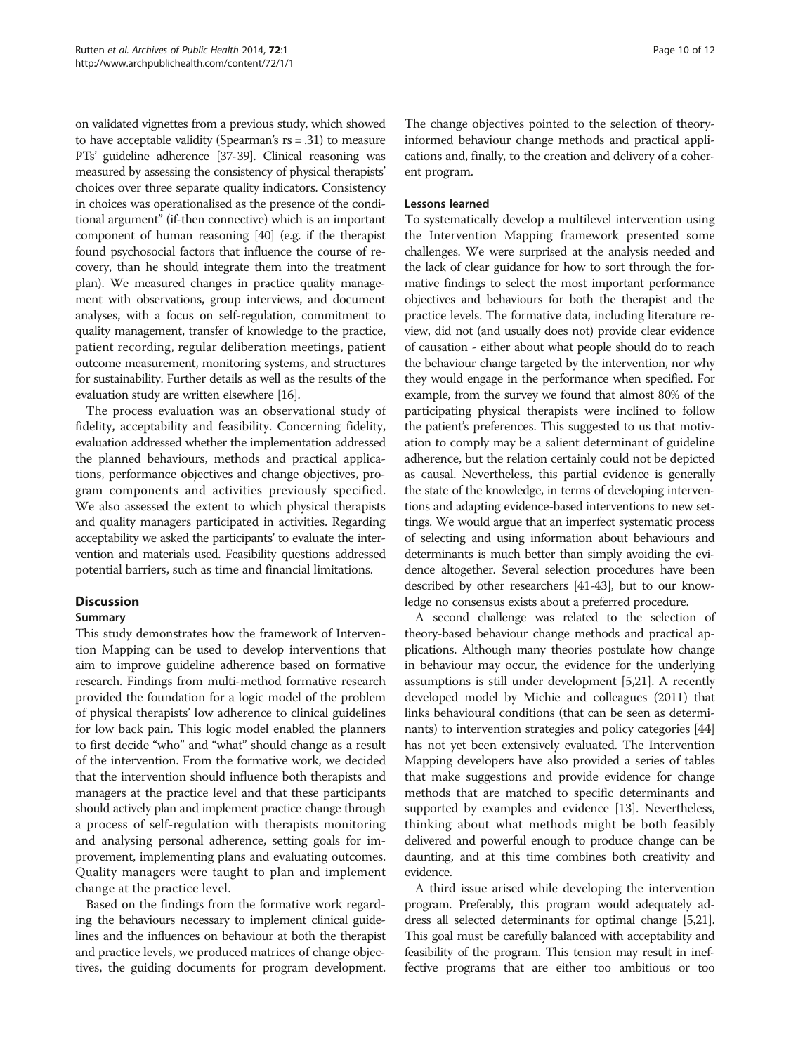on validated vignettes from a previous study, which showed to have acceptable validity (Spearman's rs = .31) to measure PTs' guideline adherence [37-39]. Clinical reasoning was measured by assessing the consistency of physical therapists' choices over three separate quality indicators. Consistency in choices was operationalised as the presence of the conditional argument" (if-then connective) which is an important component of human reasoning [40] (e.g. if the therapist found psychosocial factors that influence the course of recovery, than he should integrate them into the treatment plan). We measured changes in practice quality management with observations, group interviews, and document analyses, with a focus on self-regulation, commitment to quality management, transfer of knowledge to the practice, patient recording, regular deliberation meetings, patient outcome measurement, monitoring systems, and structures for sustainability. Further details as well as the results of the evaluation study are written elsewhere [16].

The process evaluation was an observational study of fidelity, acceptability and feasibility. Concerning fidelity, evaluation addressed whether the implementation addressed the planned behaviours, methods and practical applications, performance objectives and change objectives, program components and activities previously specified. We also assessed the extent to which physical therapists and quality managers participated in activities. Regarding acceptability we asked the participants' to evaluate the intervention and materials used. Feasibility questions addressed potential barriers, such as time and financial limitations.

## Discussion

### Summary

This study demonstrates how the framework of Intervention Mapping can be used to develop interventions that aim to improve guideline adherence based on formative research. Findings from multi-method formative research provided the foundation for a logic model of the problem of physical therapists' low adherence to clinical guidelines for low back pain. This logic model enabled the planners to first decide "who" and "what" should change as a result of the intervention. From the formative work, we decided that the intervention should influence both therapists and managers at the practice level and that these participants should actively plan and implement practice change through a process of self-regulation with therapists monitoring and analysing personal adherence, setting goals for improvement, implementing plans and evaluating outcomes. Quality managers were taught to plan and implement change at the practice level.

Based on the findings from the formative work regarding the behaviours necessary to implement clinical guidelines and the influences on behaviour at both the therapist and practice levels, we produced matrices of change objectives, the guiding documents for program development. The change objectives pointed to the selection of theory-informed behaviour change methods and practical applications and, finally, to the creation and delivery of a coherent program.

### Lessons learned

To systematically develop a multilevel intervention using the Intervention Mapping framework presented some challenges. We were surprised at the analysis needed and the lack of clear guidance for how to sort through the formative findings to select the most important performance objectives and behaviours for both the therapist and the practice levels. The formative data, including literature review, did not (and usually does not) provide clear evidence of causation - either about what people should do to reach the behaviour change targeted by the intervention, nor why they would engage in the performance when specified. For example, from the survey we found that almost 80% of the participating physical therapists were inclined to follow the patient's preferences. This suggested to us that motivation to comply may be a salient determinant of guideline adherence, but the relation certainly could not be depicted as causal. Nevertheless, this partial evidence is generally the state of the knowledge, in terms of developing interventions and adapting evidence-based interventions to new settings. We would argue that an imperfect systematic process of selecting and using information about behaviours and determinants is much better than simply avoiding the evidence altogether. Several selection procedures have been described by other researchers [41-43], but to our knowledge no consensus exists about a preferred procedure.

A second challenge was related to the selection of theory-based behaviour change methods and practical applications. Although many theories postulate how change in behaviour may occur, the evidence for the underlying assumptions is still under development [5,21]. A recently developed model by Michie and colleagues (2011) that links behavioural conditions (that can be seen as determinants) to intervention strategies and policy categories [44] has not yet been extensively evaluated. The Intervention Mapping developers have also provided a series of tables that make suggestions and provide evidence for change methods that are matched to specific determinants and supported by examples and evidence [13]. Nevertheless, thinking about what methods might be both feasibly delivered and powerful enough to produce change can be daunting, and at this time combines both creativity and evidence.

A third issue arised while developing the intervention program. Preferably, this program would adequately address all selected determinants for optimal change [5,21]. This goal must be carefully balanced with acceptability and feasibility of the program. This tension may result in ineffective programs that are either too ambitious or too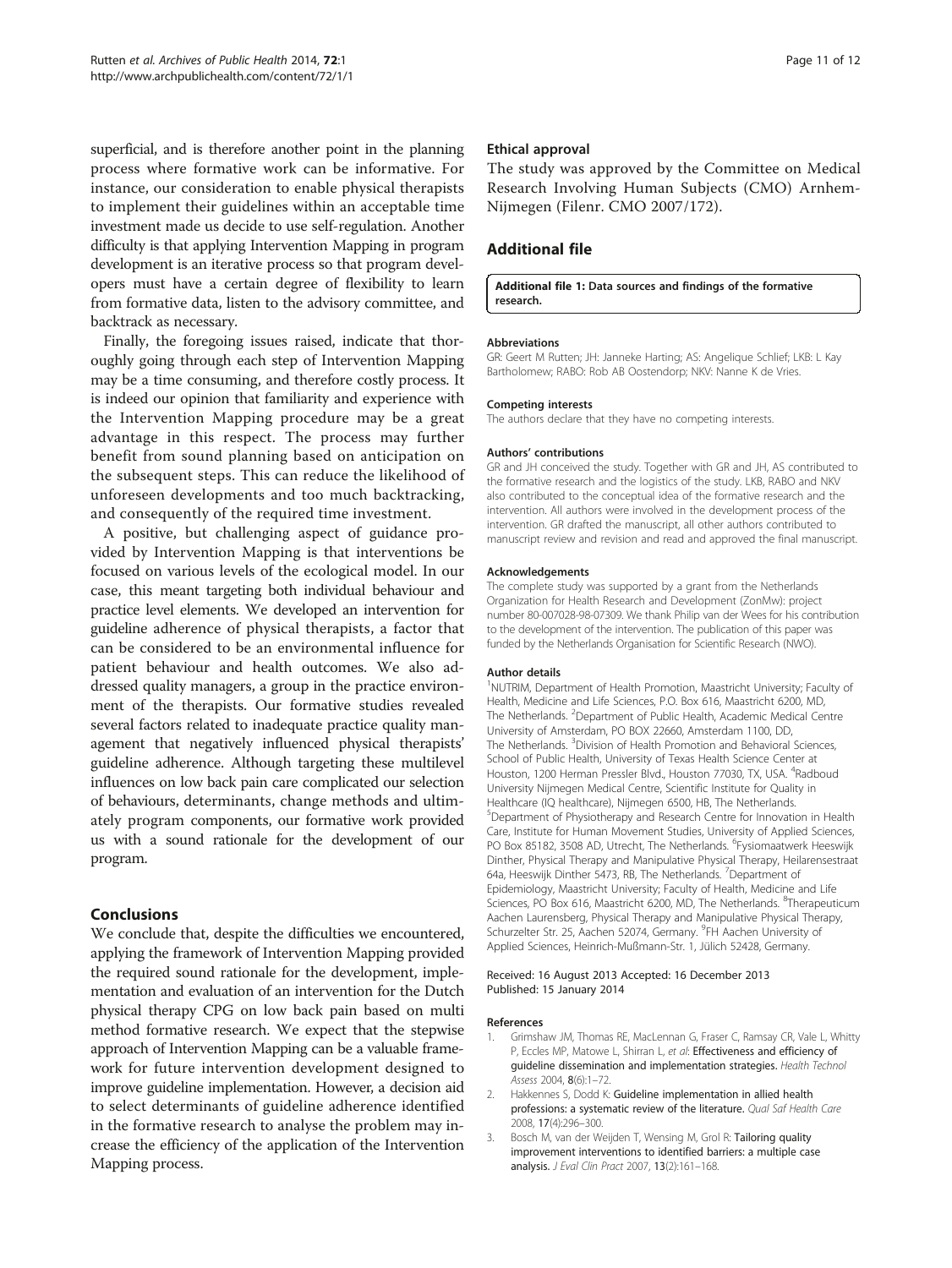superficial, and is therefore another point in the planning process where formative work can be informative. For instance, our consideration to enable physical therapists to implement their guidelines within an acceptable time investment made us decide to use self-regulation. Another difficulty is that applying Intervention Mapping in program development is an iterative process so that program developers must have a certain degree of flexibility to learn from formative data, listen to the advisory committee, and backtrack as necessary.

Finally, the foregoing issues raised, indicate that thoroughly going through each step of Intervention Mapping may be a time consuming, and therefore costly process. It is indeed our opinion that familiarity and experience with the Intervention Mapping procedure may be a great advantage in this respect. The process may further benefit from sound planning based on anticipation on the subsequent steps. This can reduce the likelihood of unforeseen developments and too much backtracking, and consequently of the required time investment.

A positive, but challenging aspect of guidance provided by Intervention Mapping is that interventions be focused on various levels of the ecological model. In our case, this meant targeting both individual behaviour and practice level elements. We developed an intervention for guideline adherence of physical therapists, a factor that can be considered to be an environmental influence for patient behaviour and health outcomes. We also addressed quality managers, a group in the practice environment of the therapists. Our formative studies revealed several factors related to inadequate practice quality management that negatively influenced physical therapists' guideline adherence. Although targeting these multilevel influences on low back pain care complicated our selection of behaviours, determinants, change methods and ultimately program components, our formative work provided us with a sound rationale for the development of our program.

## Conclusions

We conclude that, despite the difficulties we encountered, applying the framework of Intervention Mapping provided the required sound rationale for the development, implementation and evaluation of an intervention for the Dutch physical therapy CPG on low back pain based on multi method formative research. We expect that the stepwise approach of Intervention Mapping can be a valuable framework for future intervention development designed to improve guideline implementation. However, a decision aid to select determinants of guideline adherence identified in the formative research to analyse the problem may increase the efficiency of the application of the Intervention Mapping process.

### Ethical approval

The study was approved by the Committee on Medical Research Involving Human Subjects (CMO) Arnhem-Nijmegen (Filenr. CMO 2007/172).

## Additional file

**Additional file 1: Data sources and findings of the formative research.**

#### Abbreviations

GR: Geert M Rutten; JH: Janneke Harting; AS: Angelique Schlief; LKB: L Kay Bartholomew; RABO: Rob AB Oostendorp; NKV: Nanne K de Vries.

#### Competing interests

The authors declare that they have no competing interests.

#### Authors' contributions

GR and JH conceived the study. Together with GR and JH, AS contributed to the formative research and the logistics of the study. LKB, RABO and NKV also contributed to the conceptual idea of the formative research and the intervention. All authors were involved in the development process of the intervention. GR drafted the manuscript, all other authors contributed to manuscript review and revision and read and approved the final manuscript.

#### Acknowledgements

The complete study was supported by a grant from the Netherlands Organization for Health Research and Development (ZonMw): project number 80-007028-98-07309. We thank Philip van der Wees for his contribution to the development of the intervention. The publication of this paper was funded by the Netherlands Organisation for Scientific Research (NWO).

#### Author details

[1]NUTRIM, Department of Health Promotion, Maastricht University; Faculty of Health, Medicine and Life Sciences, P.O. Box 616, Maastricht 6200, MD, The Netherlands. [2]Department of Public Health, Academic Medical Centre University of Amsterdam, PO BOX 22660, Amsterdam 1100, DD, The Netherlands. [3]Division of Health Promotion and Behavioral Sciences, School of Public Health, University of Texas Health Science Center at Houston, 1200 Herman Pressler Blvd., Houston 77030, TX, USA. [4]Radboud University Nijmegen Medical Centre, Scientific Institute for Quality in Healthcare (IQ healthcare), Nijmegen 6500, HB, The Netherlands. [5]Department of Physiotherapy and Research Centre for Innovation in Health Care, Institute for Human Movement Studies, University of Applied Sciences, PO Box 85182, 3508 AD, Utrecht, The Netherlands. [6]Fysiomaatwerk Heeswijk Dinther, Physical Therapy and Manipulative Physical Therapy, Heilarensestraat 64a, Heeswijk Dinther 5473, RB, The Netherlands. [7]Department of Epidemiology, Maastricht University; Faculty of Health, Medicine and Life Sciences, PO Box 616, Maastricht 6200, MD, The Netherlands. [8]Therapeuticum Aachen Laurensberg, Physical Therapy and Manipulative Physical Therapy, Schurzelter Str. 25, Aachen 52074, Germany. [9]FH Aachen University of Applied Sciences, Heinrich-Mußmann-Str. 1, Jülich 52428, Germany.

Received: 16 August 2013 Accepted: 16 December 2013
Published: 15 January 2014

#### References

1. Grimshaw JM, Thomas RE, MacLennan G, Fraser C, Ramsay CR, Vale L, Whitty P, Eccles MP, Matowe L, Shirran L, *et al*: **Effectiveness and efficiency of guideline dissemination and implementation strategies.** *Health Technol Assess* 2004, **8**(6):1–72.
2. Hakkennes S, Dodd K: **Guideline implementation in allied health professions: a systematic review of the literature.** *Qual Saf Health Care* 2008, **17**(4):296–300.
3. Bosch M, van der Weijden T, Wensing M, Grol R: **Tailoring quality improvement interventions to identified barriers: a multiple case analysis.** *J Eval Clin Pract* 2007, **13**(2):161–168.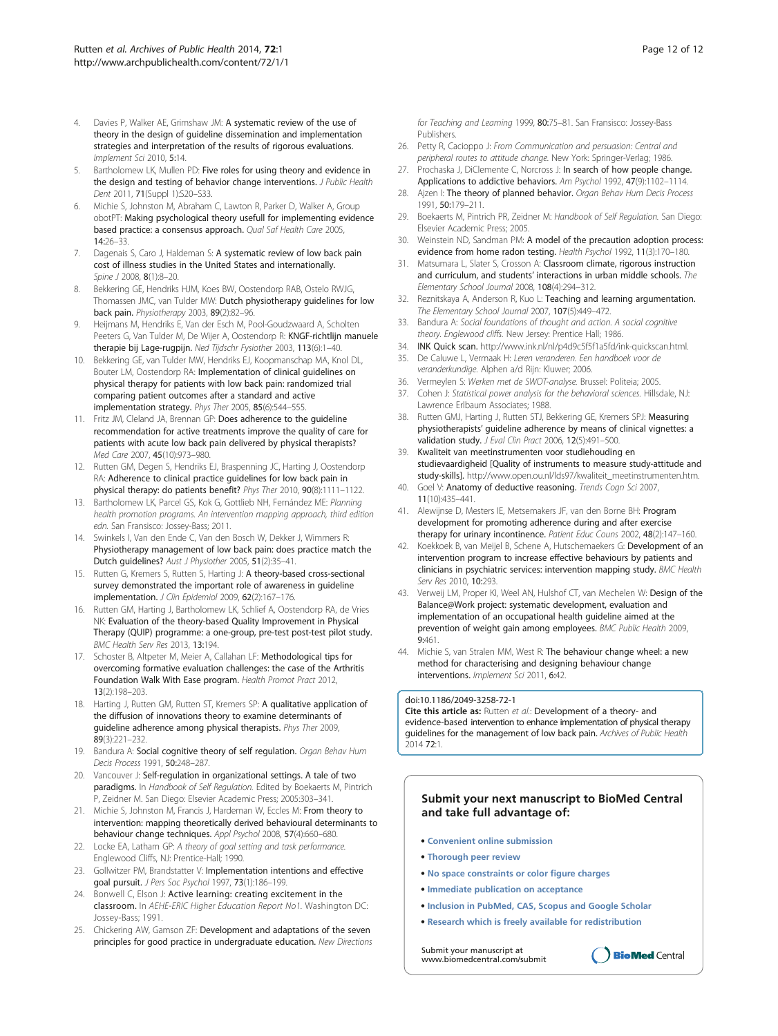4. Davies P, Walker AE, Grimshaw JM: **A systematic review of the use of theory in the design of guideline dissemination and implementation strategies and interpretation of the results of rigorous evaluations.** *Implement Sci* 2010, **5:**14.
5. Bartholomew LK, Mullen PD: **Five roles for using theory and evidence in the design and testing of behavior change interventions.** *J Public Health Dent* 2011, **71**(Suppl 1):S20–S33.
6. Michie S, Johnston M, Abraham C, Lawton R, Parker D, Walker A, Group obotPT: **Making psychological theory usefull for implementing evidence based practice: a consensus approach.** *Qual Saf Health Care* 2005, **14:**26–33.
7. Dagenais S, Caro J, Haldeman S: **A systematic review of low back pain cost of illness studies in the United States and internationally.** *Spine J* 2008, **8**(1):8–20.
8. Bekkering GE, Hendriks HJM, Koes BW, Oostendorp RAB, Ostelo RWJG, Thomassen JMC, van Tulder MW: **Dutch physiotherapy guidelines for low back pain.** *Physiotherapy* 2003, **89**(2):82–96.
9. Heijmans M, Hendriks E, Van der Esch M, Pool-Goudzwaard A, Scholten Peeters G, Van Tulder M, De Wijer A, Oostendorp R: **KNGF-richtlijn manuele therapie bij Lage-rugpijn.** *Ned Tijdschr Fysiother* 2003, **113**(6):1–40.
10. Bekkering GE, van Tulder MW, Hendriks EJ, Koopmanschap MA, Knol DL, Bouter LM, Oostendorp RA: **Implementation of clinical guidelines on physical therapy for patients with low back pain: randomized trial comparing patient outcomes after a standard and active implementation strategy.** *Phys Ther* 2005, **85**(6):544–555.
11. Fritz JM, Cleland JA, Brennan GP: **Does adherence to the guideline recommendation for active treatments improve the quality of care for patients with acute low back pain delivered by physical therapists?** *Med Care* 2007, **45**(10):973–980.
12. Rutten GM, Degen S, Hendriks EJ, Braspenning JC, Harting J, Oostendorp RA: **Adherence to clinical practice guidelines for low back pain in physical therapy: do patients benefit?** *Phys Ther* 2010, **90**(8):1111–1122.
13. Bartholomew LK, Parcel GS, Kok G, Gottlieb NH, Fernández ME: *Planning health promotion programs. An intervention mapping approach, third edition edn.* San Fransisco: Jossey-Bass; 2011.
14. Swinkels I, Van den Ende C, Van den Bosch W, Dekker J, Wimmers R: **Physiotherapy management of low back pain: does practice match the Dutch guidelines?** *Aust J Physiother* 2005, **51**(2):35–41.
15. Rutten G, Kremers S, Rutten S, Harting J: **A theory-based cross-sectional survey demonstrated the important role of awareness in guideline implementation.** *J Clin Epidemiol* 2009, **62**(2):167–176.
16. Rutten GM, Harting J, Bartholomew LK, Schlief A, Oostendorp RA, de Vries NK: **Evaluation of the theory-based Quality Improvement in Physical Therapy (QUIP) programme: a one-group, pre-test post-test pilot study.** *BMC Health Serv Res* 2013, **13:**194.
17. Schoster B, Altpeter M, Meier A, Callahan LF: **Methodological tips for overcoming formative evaluation challenges: the case of the Arthritis Foundation Walk With Ease program.** *Health Promot Pract* 2012, **13**(2):198–203.
18. Harting J, Rutten GM, Rutten ST, Kremers SP: **A qualitative application of the diffusion of innovations theory to examine determinants of guideline adherence among physical therapists.** *Phys Ther* 2009, **89**(3):221–232.
19. Bandura A: **Social cognitive theory of self regulation.** *Organ Behav Hum Decis Process* 1991, **50:**248–287.
20. Vancouver J: **Self-regulation in organizational settings. A tale of two paradigms.** In *Handbook of Self Regulation.* Edited by Boekaerts M, Pintrich P, Zeidner M. San Diego: Elsevier Academic Press; 2005:303–341.
21. Michie S, Johnston M, Francis J, Hardeman W, Eccles M: **From theory to intervention: mapping theoretically derived behavioural determinants to behaviour change techniques.** *Appl Psychol* 2008, **57**(4):660–680.
22. Locke EA, Latham GP: *A theory of goal setting and task performance.* Englewood Cliffs, NJ: Prentice-Hall; 1990.
23. Gollwitzer PM, Brandstatter V: **Implementation intentions and effective goal pursuit.** *J Pers Soc Psychol* 1997, **73**(1):186–199.
24. Bonwell C, Elson J: **Active learning: creating excitement in the classroom.** In *AEHE-ERIC Higher Education Report No1.* Washington DC: Jossey-Bass; 1991.
25. Chickering AW, Gamson ZF: **Development and adaptations of the seven principles for good practice in undergraduate education.** *New Directions for Teaching and Learning* 1999, **80:**75–81. San Fransisco: Jossey-Bass Publishers.
26. Petty R, Cacioppo J: *From Communication and persuasion: Central and peripheral routes to attitude change.* New York: Springer-Verlag; 1986.
27. Prochaska J, DiClemente C, Norcross J: **In search of how people change. Applications to addictive behaviors.** *Am Psychol* 1992, **47**(9):1102–1114.
28. Ajzen I: **The theory of planned behavior.** *Organ Behav Hum Decis Process* 1991, **50:**179–211.
29. Boekaerts M, Pintrich PR, Zeidner M: *Handbook of Self Regulation.* San Diego: Elsevier Academic Press; 2005.
30. Weinstein ND, Sandman PM: **A model of the precaution adoption process: evidence from home radon testing.** *Health Psychol* 1992, **11**(3):170–180.
31. Matsumara L, Slater S, Crosson A: **Classroom climate, rigorous instruction and curriculum, and students' interactions in urban middle schools.** *The Elementary School Journal* 2008, **108**(4):294–312.
32. Reznitskaya A, Anderson R, Kuo L: **Teaching and learning argumentation.** *The Elementary School Journal* 2007, **107**(5):449–472.
33. Bandura A: *Social foundations of thought and action. A social cognitive theory. Englewood cliffs.* New Jersey: Prentice Hall; 1986.
34. INK Quick scan. http://www.ink.nl/nl/p4d9c5f5f1a5fd/ink-quickscan.html.
35. De Caluwe L, Vermaak H: *Leren veranderen. Een handboek voor de veranderkundige.* Alphen a/d Rijn: Kluwer; 2006.
36. Vermeylen S: *Werken met de SWOT-analyse.* Brussel: Politeia; 2005.
37. Cohen J: *Statistical power analysis for the behavioral sciences.* Hillsdale, NJ: Lawrence Erlbaum Associates; 1988.
38. Rutten GMJ, Harting J, Rutten STJ, Bekkering GE, Kremers SPJ: **Measuring physiotherapists' guideline adherence by means of clinical vignettes: a validation study.** *J Eval Clin Pract* 2006, **12**(5):491–500.
39. **Kwaliteit van meetinstrumenten voor studiehouding en studievaardigheid [Quality of instruments to measure study-attitude and study-skills].** http://www.open.ou.nl/lds97/kwaliteit_meetinstrumenten.htm.
40. Goel V: **Anatomy of deductive reasoning.** *Trends Cogn Sci* 2007, **11**(10):435–441.
41. Alewijnse D, Mesters IE, Metsemakers JF, van den Borne BH: **Program development for promoting adherence during and after exercise therapy for urinary incontinence.** *Patient Educ Couns* 2002, **48**(2):147–160.
42. Koekkoek B, van Meijel B, Schene A, Hutschemaekers G: **Development of an intervention program to increase effective behaviours by patients and clinicians in psychiatric services: intervention mapping study.** *BMC Health Serv Res* 2010, **10:**293.
43. Verweij LM, Proper KI, Weel AN, Hulshof CT, van Mechelen W: **Design of the Balance@Work project: systematic development, evaluation and implementation of an occupational health guideline aimed at the prevention of weight gain among employees.** *BMC Public Health* 2009, **9:**461.
44. Michie S, van Stralen MM, West R: **The behaviour change wheel: a new method for characterising and designing behaviour change interventions.** *Implement Sci* 2011, **6:**42.

doi:10.1186/2049-3258-72-1

**Cite this article as:** Rutten *et al.*: Development of a theory- and evidence-based intervention to enhance implementation of physical therapy guidelines for the management of low back pain. *Archives of Public Health* 2014 **72**:1.

**Submit your next manuscript to BioMed Central and take full advantage of:**

- **Convenient online submission**
- **Thorough peer review**
- **No space constraints or color figure charges**
- **Immediate publication on acceptance**
- **Inclusion in PubMed, CAS, Scopus and Google Scholar**
- **Research which is freely available for redistribution**

Submit your manuscript at www.biomedcentral.com/submit

BioMed Central